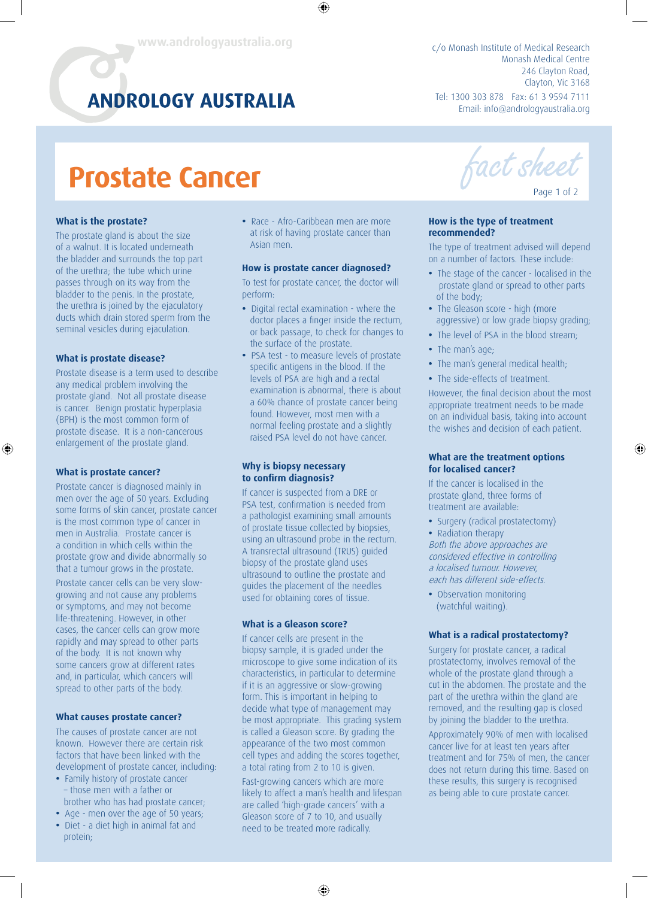www.andrologyaustralia.org

# ANDROLOGY AUSTRALIA

c/o Monash Institute of Medical Research
Monash Medical Centre
246 Clayton Road,
Clayton, Vic 3168

Tel: 1300 303 878 Fax: 61 3 9594 7111
Email: info@andrologyaustralia.org

# Prostate Cancer

*fact sheet*

### What is the prostate?

The prostate gland is about the size of a walnut. It is located underneath the bladder and surrounds the top part of the urethra; the tube which urine passes through on its way from the bladder to the penis. In the prostate, the urethra is joined by the ejaculatory ducts which drain stored sperm from the seminal vesicles during ejaculation.

### What is prostate disease?

Prostate disease is a term used to describe any medical problem involving the prostate gland. Not all prostate disease is cancer. Benign prostatic hyperplasia (BPH) is the most common form of prostate disease. It is a non-cancerous enlargement of the prostate gland.

### What is prostate cancer?

Prostate cancer is diagnosed mainly in men over the age of 50 years. Excluding some forms of skin cancer, prostate cancer is the most common type of cancer in men in Australia. Prostate cancer is a condition in which cells within the prostate grow and divide abnormally so that a tumour grows in the prostate.

Prostate cancer cells can be very slow-growing and not cause any problems or symptoms, and may not become life-threatening. However, in other cases, the cancer cells can grow more rapidly and may spread to other parts of the body. It is not known why some cancers grow at different rates and, in particular, which cancers will spread to other parts of the body.

### What causes prostate cancer?

The causes of prostate cancer are not known. However there are certain risk factors that have been linked with the development of prostate cancer, including:

- Family history of prostate cancer – those men with a father or brother who has had prostate cancer;
- Age - men over the age of 50 years;
- Diet - a diet high in animal fat and protein;
- Race - Afro-Caribbean men are more at risk of having prostate cancer than Asian men.

### How is prostate cancer diagnosed?

To test for prostate cancer, the doctor will perform:

- Digital rectal examination - where the doctor places a finger inside the rectum, or back passage, to check for changes to the surface of the prostate.
- PSA test - to measure levels of prostate specific antigens in the blood. If the levels of PSA are high and a rectal examination is abnormal, there is about a 60% chance of prostate cancer being found. However, most men with a normal feeling prostate and a slightly raised PSA level do not have cancer.

### Why is biopsy necessary to confirm diagnosis?

If cancer is suspected from a DRE or PSA test, confirmation is needed from a pathologist examining small amounts of prostate tissue collected by biopsies, using an ultrasound probe in the rectum. A transrectal ultrasound (TRUS) guided biopsy of the prostate gland uses ultrasound to outline the prostate and guides the placement of the needles used for obtaining cores of tissue.

### What is a Gleason score?

If cancer cells are present in the biopsy sample, it is graded under the microscope to give some indication of its characteristics, in particular to determine if it is an aggressive or slow-growing form. This is important in helping to decide what type of management may be most appropriate. This grading system is called a Gleason score. By grading the appearance of the two most common cell types and adding the scores together, a total rating from 2 to 10 is given.

Fast-growing cancers which are more likely to affect a man's health and lifespan are called 'high-grade cancers' with a Gleason score of 7 to 10, and usually need to be treated more radically.

### How is the type of treatment recommended?

The type of treatment advised will depend on a number of factors. These include:

- The stage of the cancer - localised in the prostate gland or spread to other parts of the body;
- The Gleason score - high (more aggressive) or low grade biopsy grading;
- The level of PSA in the blood stream;
- The man's age;
- The man's general medical health;
- The side-effects of treatment.

However, the final decision about the most appropriate treatment needs to be made on an individual basis, taking into account the wishes and decision of each patient.

### What are the treatment options for localised cancer?

If the cancer is localised in the prostate gland, three forms of treatment are available:

- Surgery (radical prostatectomy)
- Radiation therapy

*Both the above approaches are considered effective in controlling a localised tumour. However, each has different side-effects.*

- Observation monitoring (watchful waiting).

### What is a radical prostatectomy?

Surgery for prostate cancer, a radical prostatectomy, involves removal of the whole of the prostate gland through a cut in the abdomen. The prostate and the part of the urethra within the gland are removed, and the resulting gap is closed by joining the bladder to the urethra.

Approximately 90% of men with localised cancer live for at least ten years after treatment and for 75% of men, the cancer does not return during this time. Based on these results, this surgery is recognised as being able to cure prostate cancer.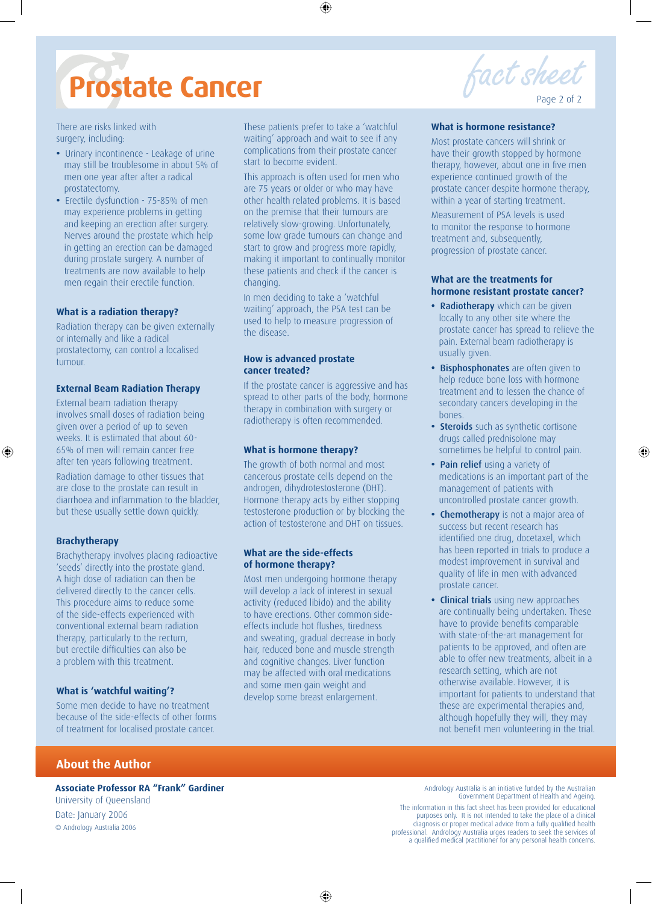# Prostate Cancer

*fact sheet*

There are risks linked with surgery, including:

- Urinary incontinence - Leakage of urine may still be troublesome in about 5% of men one year after after a radical prostatectomy.
- Erectile dysfunction - 75-85% of men may experience problems in getting and keeping an erection after surgery. Nerves around the prostate which help in getting an erection can be damaged during prostate surgery. A number of treatments are now available to help men regain their erectile function.

### What is a radiation therapy?

Radiation therapy can be given externally or internally and like a radical prostatectomy, can control a localised tumour.

### External Beam Radiation Therapy

External beam radiation therapy involves small doses of radiation being given over a period of up to seven weeks. It is estimated that about 60-65% of men will remain cancer free after ten years following treatment.

Radiation damage to other tissues that are close to the prostate can result in diarrhoea and inflammation to the bladder, but these usually settle down quickly.

### Brachytherapy

Brachytherapy involves placing radioactive 'seeds' directly into the prostate gland. A high dose of radiation can then be delivered directly to the cancer cells. This procedure aims to reduce some of the side-effects experienced with conventional external beam radiation therapy, particularly to the rectum, but erectile difficulties can also be a problem with this treatment.

### What is 'watchful waiting'?

Some men decide to have no treatment because of the side-effects of other forms of treatment for localised prostate cancer.

These patients prefer to take a 'watchful waiting' approach and wait to see if any complications from their prostate cancer start to become evident.

This approach is often used for men who are 75 years or older or who may have other health related problems. It is based on the premise that their tumours are relatively slow-growing. Unfortunately, some low grade tumours can change and start to grow and progress more rapidly, making it important to continually monitor these patients and check if the cancer is changing.

In men deciding to take a 'watchful waiting' approach, the PSA test can be used to help to measure progression of the disease.

### How is advanced prostate cancer treated?

If the prostate cancer is aggressive and has spread to other parts of the body, hormone therapy in combination with surgery or radiotherapy is often recommended.

### What is hormone therapy?

The growth of both normal and most cancerous prostate cells depend on the androgen, dihydrotestosterone (DHT). Hormone therapy acts by either stopping testosterone production or by blocking the action of testosterone and DHT on tissues.

### What are the side-effects of hormone therapy?

Most men undergoing hormone therapy will develop a lack of interest in sexual activity (reduced libido) and the ability to have erections. Other common side-effects include hot flushes, tiredness and sweating, gradual decrease in body hair, reduced bone and muscle strength and cognitive changes. Liver function may be affected with oral medications and some men gain weight and develop some breast enlargement.

### What is hormone resistance?

Most prostate cancers will shrink or have their growth stopped by hormone therapy, however, about one in five men experience continued growth of the prostate cancer despite hormone therapy, within a year of starting treatment.

Measurement of PSA levels is used to monitor the response to hormone treatment and, subsequently, progression of prostate cancer.

### What are the treatments for hormone resistant prostate cancer?

- **Radiotherapy** which can be given locally to any other site where the prostate cancer has spread to relieve the pain. External beam radiotherapy is usually given.
- **Bisphosphonates** are often given to help reduce bone loss with hormone treatment and to lessen the chance of secondary cancers developing in the bones.
- **Steroids** such as synthetic cortisone drugs called prednisolone may sometimes be helpful to control pain.
- **Pain relief** using a variety of medications is an important part of the management of patients with uncontrolled prostate cancer growth.
- **Chemotherapy** is not a major area of success but recent research has identified one drug, docetaxel, which has been reported in trials to produce a modest improvement in survival and quality of life in men with advanced prostate cancer.
- **Clinical trials** using new approaches are continually being undertaken. These have to provide benefits comparable with state-of-the-art management for patients to be approved, and often are able to offer new treatments, albeit in a research setting, which are not otherwise available. However, it is important for patients to understand that these are experimental therapies and, although hopefully they will, they may not benefit men volunteering in the trial.

## About the Author

**Associate Professor RA "Frank" Gardiner**
University of Queensland

Date: January 2006

© Andrology Australia 2006

Andrology Australia is an initiative funded by the Australian Government Department of Health and Ageing.

The information in this fact sheet has been provided for educational purposes only. It is not intended to take the place of a clinical diagnosis or proper medical advice from a fully qualified health professional. Andrology Australia urges readers to seek the services of a qualified medical practitioner for any personal health concerns.